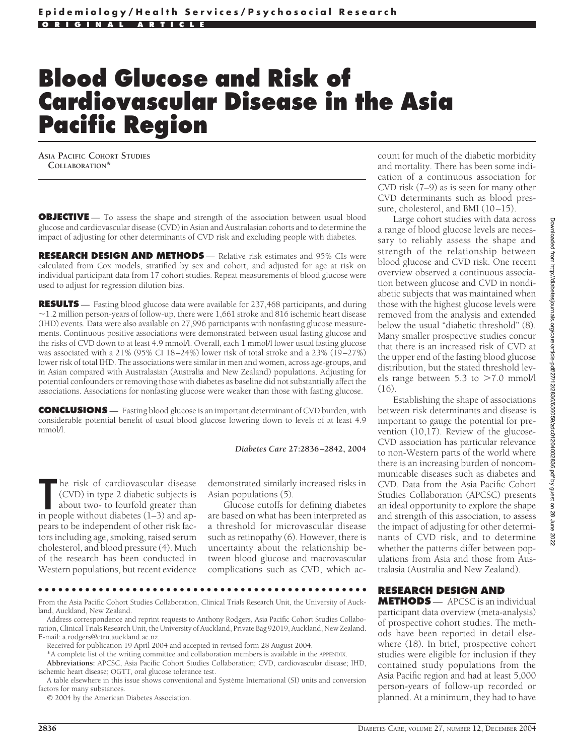# Blood Glucose and Risk of Cardiovascular Disease in the Asia Pacific Region

**ASIA PACIFIC COHORT STUDIES COLLABORATION***

**OBJECTIVE** — To assess the shape and strength of the association between usual blood glucose and cardiovascular disease (CVD) in Asian and Australasian cohorts and to determine the impact of adjusting for other determinants of CVD risk and excluding people with diabetes.

**RESEARCH DESIGN AND METHODS** — Relative risk estimates and 95% CIs were calculated from Cox models, stratified by sex and cohort, and adjusted for age at risk on individual participant data from 17 cohort studies. Repeat measurements of blood glucose were used to adjust for regression dilution bias.

**RESULTS** — Fasting blood glucose data were available for 237,468 participants, and during ~1.2 million person-years of follow-up, there were 1,661 stroke and 816 ischemic heart disease (IHD) events. Data were also available on 27,996 participants with nonfasting glucose measurements. Continuous positive associations were demonstrated between usual fasting glucose and the risks of CVD down to at least 4.9 mmol/l. Overall, each 1 mmol/l lower usual fasting glucose was associated with a 21% (95% CI 18–24%) lower risk of total stroke and a 23% (19–27%) lower risk of total IHD. The associations were similar in men and women, across age-groups, and in Asian compared with Australasian (Australia and New Zealand) populations. Adjusting for potential confounders or removing those with diabetes as baseline did not substantially affect the associations. Associations for nonfasting glucose were weaker than those with fasting glucose.

**CONCLUSIONS** — Fasting blood glucose is an important determinant of CVD burden, with considerable potential benefit of usual blood glucose lowering down to levels of at least 4.9 mmol/l.

*Diabetes Care* **27:2836–2842, 2004**

The risk of cardiovascular disease (CVD) in type 2 diabetic subjects is about two- to fourfold greater than in people without diabetes (1–3) and appears to be independent of other risk factors including age, smoking, raised serum cholesterol, and blood pressure (4). Much of the research has been conducted in Western populations, but recent evidence demonstrated similarly increased risks in Asian populations (5).

Glucose cutoffs for defining diabetes are based on what has been interpreted as a threshold for microvascular disease such as retinopathy (6). However, there is uncertainty about the relationship between blood glucose and macrovascular complications such as CVD, which account for much of the diabetic morbidity and mortality. There has been some indication of a continuous association for CVD risk (7–9) as is seen for many other CVD determinants such as blood pressure, cholesterol, and BMI (10–15).

Large cohort studies with data across a range of blood glucose levels are necessary to reliably assess the shape and strength of the relationship between blood glucose and CVD risk. One recent overview observed a continuous association between glucose and CVD in nondiabetic subjects that was maintained when those with the highest glucose levels were removed from the analysis and extended below the usual "diabetic threshold" (8). Many smaller prospective studies concur that there is an increased risk of CVD at the upper end of the fasting blood glucose distribution, but the stated threshold levels range between 5.3 to >7.0 mmol/l (16).

Establishing the shape of associations between risk determinants and disease is important to gauge the potential for prevention (10,17). Review of the glucose-CVD association has particular relevance to non-Western parts of the world where there is an increasing burden of noncommunicable diseases such as diabetes and CVD. Data from the Asia Pacific Cohort Studies Collaboration (APCSC) presents an ideal opportunity to explore the shape and strength of this association, to assess the impact of adjusting for other determinants of CVD risk, and to determine whether the patterns differ between populations from Asia and those from Australasia (Australia and New Zealand).

## RESEARCH DESIGN AND METHODS

APCSC is an individual participant data overview (meta-analysis) of prospective cohort studies. The methods have been reported in detail elsewhere (18). In brief, prospective cohort studies were eligible for inclusion if they contained study populations from the Asia Pacific region and had at least 5,000 person-years of follow-up recorded or planned. At a minimum, they had to have

---

From the Asia Pacific Cohort Studies Collaboration, Clinical Trials Research Unit, the University of Auckland, Auckland, New Zealand.

Address correspondence and reprint requests to Anthony Rodgers, Asia Pacific Cohort Studies Collaboration, Clinical Trials Research Unit, the University of Auckland, Private Bag 92019, Auckland, New Zealand. E-mail: a.rodgers@ctru.auckland.ac.nz.

Received for publication 19 April 2004 and accepted in revised form 28 August 2004.

*A complete list of the writing committee and collaboration members is available in the APPENDIX.

**Abbreviations:** APCSC, Asia Pacific Cohort Studies Collaboration; CVD, cardiovascular disease; IHD, ischemic heart disease; OGTT, oral glucose tolerance test.

A table elsewhere in this issue shows conventional and Système International (SI) units and conversion factors for many substances.

© 2004 by the American Diabetes Association.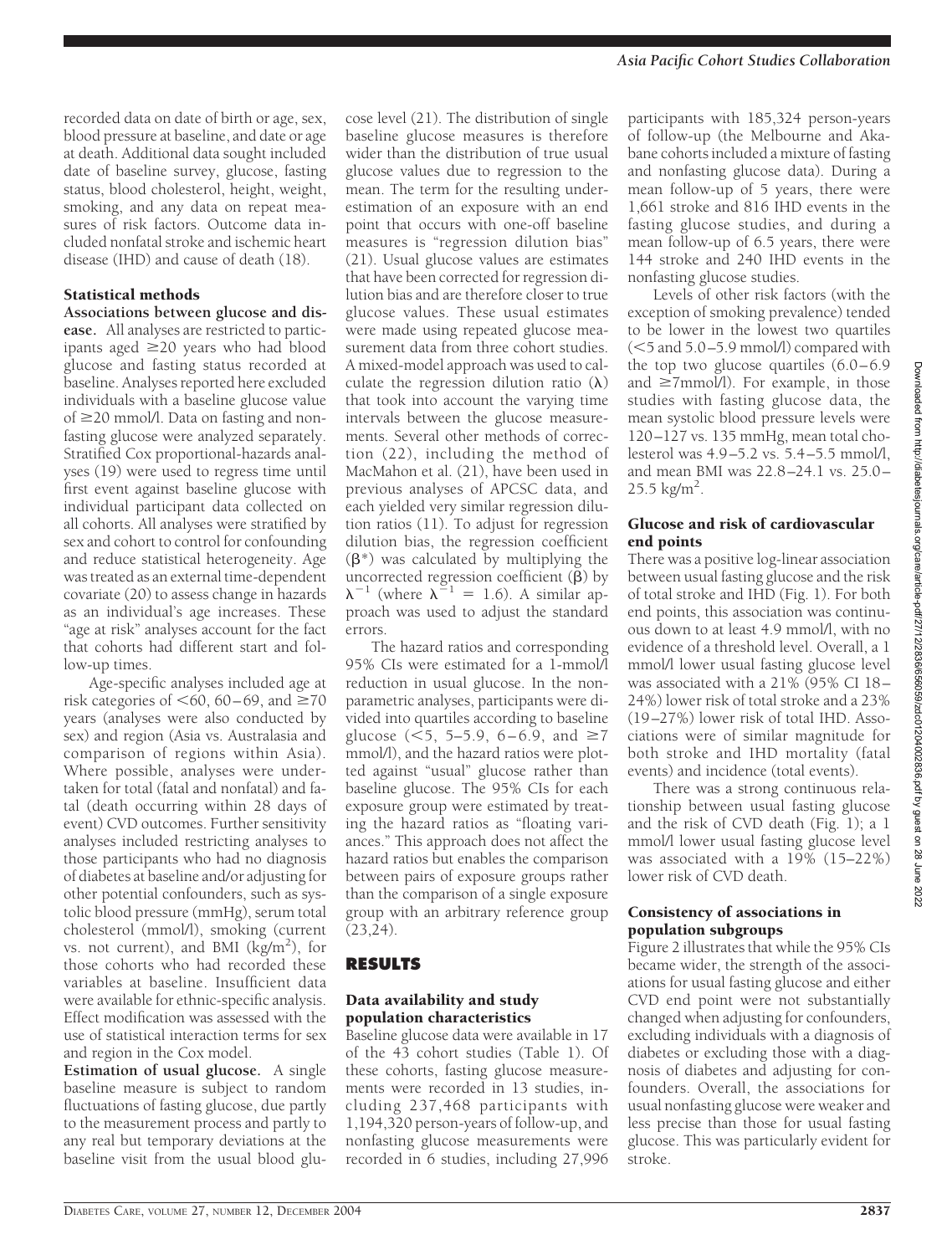recorded data on date of birth or age, sex, blood pressure at baseline, and date or age at death. Additional data sought included date of baseline survey, glucose, fasting status, blood cholesterol, height, weight, smoking, and any data on repeat measures of risk factors. Outcome data included nonfatal stroke and ischemic heart disease (IHD) and cause of death (18).

### Statistical methods

**Associations between glucose and disease.** All analyses are restricted to participants aged ≥20 years who had blood glucose and fasting status recorded at baseline. Analyses reported here excluded individuals with a baseline glucose value of ≥20 mmol/l. Data on fasting and nonfasting glucose were analyzed separately. Stratified Cox proportional-hazards analyses (19) were used to regress time until first event against baseline glucose with individual participant data collected on all cohorts. All analyses were stratified by sex and cohort to control for confounding and reduce statistical heterogeneity. Age was treated as an external time-dependent covariate (20) to assess change in hazards as an individual's age increases. These "age at risk" analyses account for the fact that cohorts had different start and follow-up times.

Age-specific analyses included age at risk categories of <60, 60–69, and ≥70 years (analyses were also conducted by sex) and region (Asia vs. Australasia and comparison of regions within Asia). Where possible, analyses were undertaken for total (fatal and nonfatal) and fatal (death occurring within 28 days of event) CVD outcomes. Further sensitivity analyses included restricting analyses to those participants who had no diagnosis of diabetes at baseline and/or adjusting for other potential confounders, such as systolic blood pressure (mmHg), serum total cholesterol (mmol/l), smoking (current vs. not current), and BMI (kg/m$^2$), for those cohorts who had recorded these variables at baseline. Insufficient data were available for ethnic-specific analysis. Effect modification was assessed with the use of statistical interaction terms for sex and region in the Cox model.

**Estimation of usual glucose.** A single baseline measure is subject to random fluctuations of fasting glucose, due partly to the measurement process and partly to any real but temporary deviations at the baseline visit from the usual blood glucose level (21). The distribution of single baseline glucose measures is therefore wider than the distribution of true usual glucose values due to regression to the mean. The term for the resulting underestimation of an exposure with an end point that occurs with one-off baseline measures is "regression dilution bias" (21). Usual glucose values are estimates that have been corrected for regression dilution bias and are therefore closer to true glucose values. These usual estimates were made using repeated glucose measurement data from three cohort studies. A mixed-model approach was used to calculate the regression dilution ratio ($\lambda$) that took into account the varying time intervals between the glucose measurements. Several other methods of correction (22), including the method of MacMahon et al. (21), have been used in previous analyses of APCSC data, and each yielded very similar regression dilution ratios (11). To adjust for regression dilution bias, the regression coefficient ($\beta^*$) was calculated by multiplying the uncorrected regression coefficient ($\beta$) by $\lambda^{-1}$ (where $\lambda^{-1} = 1.6$). A similar approach was used to adjust the standard errors.

The hazard ratios and corresponding 95% CIs were estimated for a 1-mmol/l reduction in usual glucose. In the nonparametric analyses, participants were divided into quartiles according to baseline glucose (<5, 5–5.9, 6–6.9, and ≥7 mmol/l), and the hazard ratios were plotted against "usual" glucose rather than baseline glucose. The 95% CIs for each exposure group were estimated by treating the hazard ratios as "floating variances." This approach does not affect the hazard ratios but enables the comparison between pairs of exposure groups rather than the comparison of a single exposure group with an arbitrary reference group (23,24).

## RESULTS

### Data availability and study population characteristics

Baseline glucose data were available in 17 of the 43 cohort studies (Table 1). Of these cohorts, fasting glucose measurements were recorded in 13 studies, including 237,468 participants with 1,194,320 person-years of follow-up, and nonfasting glucose measurements were recorded in 6 studies, including 27,996 participants with 185,324 person-years of follow-up (the Melbourne and Akabane cohorts included a mixture of fasting and nonfasting glucose data). During a mean follow-up of 5 years, there were 1,661 stroke and 816 IHD events in the fasting glucose studies, and during a mean follow-up of 6.5 years, there were 144 stroke and 240 IHD events in the nonfasting glucose studies.

Levels of other risk factors (with the exception of smoking prevalence) tended to be lower in the lowest two quartiles (<5 and 5.0–5.9 mmol/l) compared with the top two glucose quartiles (6.0–6.9 and ≥7mmol/l). For example, in those studies with fasting glucose data, the mean systolic blood pressure levels were 120–127 vs. 135 mmHg, mean total cholesterol was 4.9–5.2 vs. 5.4–5.5 mmol/l, and mean BMI was 22.8–24.1 vs. 25.0–25.5 kg/m$^2$.

### Glucose and risk of cardiovascular end points

There was a positive log-linear association between usual fasting glucose and the risk of total stroke and IHD (Fig. 1). For both end points, this association was continuous down to at least 4.9 mmol/l, with no evidence of a threshold level. Overall, a 1 mmol/l lower usual fasting glucose level was associated with a 21% (95% CI 18–24%) lower risk of total stroke and a 23% (19–27%) lower risk of total IHD. Associations were of similar magnitude for both stroke and IHD mortality (fatal events) and incidence (total events).

There was a strong continuous relationship between usual fasting glucose and the risk of CVD death (Fig. 1); a 1 mmol/l lower usual fasting glucose level was associated with a 19% (15–22%) lower risk of CVD death.

### Consistency of associations in population subgroups

Figure 2 illustrates that while the 95% CIs became wider, the strength of the associations for usual fasting glucose and either CVD end point were not substantially changed when adjusting for confounders, excluding individuals with a diagnosis of diabetes or excluding those with a diagnosis of diabetes and adjusting for confounders. Overall, the associations for usual nonfasting glucose were weaker and less precise than those for usual fasting glucose. This was particularly evident for stroke.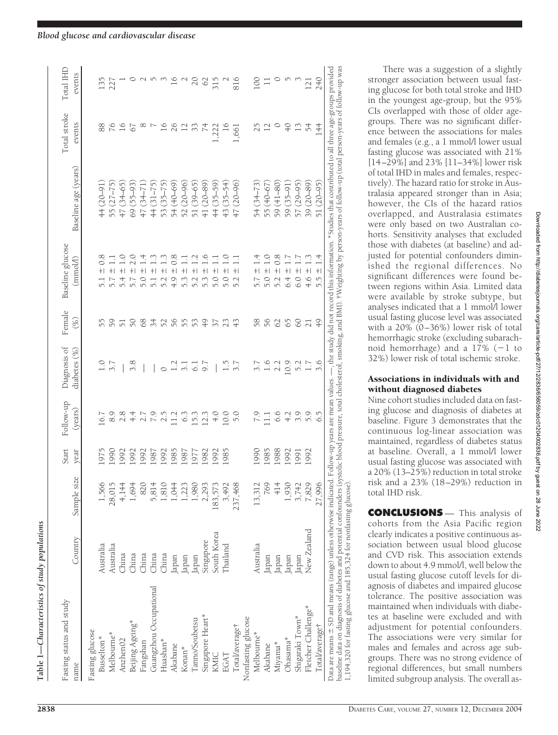**Table 1—Characteristics of study populations**

| Fasting status and study name | Country | Sample size | Start year | Follow-up (years) | Diagnosis of diabetes (%) | Female (%) | Baseline glucose (mmol/l) | Baseline age (years) | Total stroke events | Total IHD events |
|---|---|---|---|---|---|---|---|---|---|---|
| Fasting glucose | | | | | | | | | | |
| Busselton* | Australia | 1,566 | 1975 | 16.7 | 1.0 | 55 | 5.1 ± 0.8 | 44 (20–91) | 88 | 135 |
| Melbourne* | Australia | 28,015 | 1990 | 8.9 | 3.7 | 59 | 5.7 ± 1.1 | 55 (27–75) | 76 | 227 |
| Anzhen02 | China | 4,144 | 1992 | 2.8 | — | 51 | 5.4 ± 1.0 | 47 (34–65) | 16 | 1 |
| Beijing Ageing* | China | 1,694 | 1992 | 4.4 | 3.8 | 50 | 5.7 ± 2.0 | 69 (55–93) | 67 | 0 |
| Fangshan | China | 820 | 1992 | 2.7 | — | 68 | 5.0 ± 1.4 | 47 (34–71) | 8 | 2 |
| Guangzhou Occupational | China | 5,814 | 1987 | 7.9 | — | 34 | 5.1 ± 1.3 | 44 (31–75) | 7 | 5 |
| Huashan* | China | 1,810 | 1992 | 2.5 | 0 | 52 | 5.2 ± 1.3 | 53 (35–75) | 16 | 3 |
| Akabane | Japan | 1,044 | 1985 | 11.2 | 1.2 | 56 | 4.9 ± 0.8 | 54 (40–69) | 26 | 16 |
| Konan* | Japan | 1,223 | 1987 | 6.3 | 3.1 | 55 | 5.3 ± 1.1 | 52 (20–96) | 12 | 2 |
| Tanno/Soubetsu | Japan | 1,980 | 1977 | 15.3 | 6.1 | 53 | 5.2 ± 1.2 | 51 (39–65) | 33 | 20 |
| Singapore Heart* | Singapore | 2,293 | 1982 | 12.3 | 9.7 | 49 | 5.3 ± 1.6 | 41 (20–89) | 74 | 62 |
| KMIC | South Korea | 183,573 | 1992 | 4.0 | — | 37 | 5.0 ± 1.1 | 44 (35–59) | 1,222 | 315 |
| EGAT | Thailand | 3,492 | 1985 | 10.0 | 1.5 | 23 | 5.0 ± 1.0 | 43 (35–54) | 16 | 2 |
| Total/average† | | 237,468 | | 5.0 | 3.7 | 43 | 5.2 ± 1.1 | 47 (20–96) | 1,661 | 816 |
| Nonfasting glucose | | | | | | | | | | |
| Melbourne* | Australia | 13,312 | 1990 | 7.9 | 3.7 | 58 | 5.7 ± 1.4 | 54 (34–73) | 25 | 100 |
| Akabane | Japan | 769 | 1985 | 11.1 | 1.6 | 56 | 5.0 ± 1.0 | 55 (40–67) | 12 | 11 |
| Miyama* | Japan | 414 | 1988 | 6.6 | 2.2 | 62 | 5.2 ± 0.8 | 59 (41–80) | 0 | 0 |
| Ohasama* | Japan | 1,930 | 1992 | 4.2 | 10.9 | 65 | 6.4 ± 1.7 | 59 (35–91) | 40 | 5 |
| Shigaraki Town* | Japan | 3,742 | 1991 | 3.9 | 5.2 | 60 | 6.0 ± 1.7 | 57 (29–95) | 13 | 3 |
| Fletcher Challenge* | New Zealand | 7,829 | 1992 | 5.9 | 1.7 | 21 | 4.6 ± 1.3 | 39 (20–89) | 54 | 121 |
| Total/average† | | 27,996 | | 6.5 | 3.6 | 49 | 5.5 ± 1.4 | 51 (20–95) | 144 | 240 |

Data are means ± SD and means (range) unless otherwise indicated. Follow-up years are mean values. —, the study did not record this information. *Studies that contributed to all three age-groups provided baseline data on diagnosis of diabetes and potential confounders (systolic blood pressure, total cholesterol, smoking, and BMI). †Weighting by person-years of follow-up (total person-years of follow-up was 1,194,320 for fasting glucose and 185,324 for nonfasting glucose).

There was a suggestion of a slightly stronger association between usual fasting glucose for both total stroke and IHD in the youngest age-group, but the 95% CIs overlapped with those of older age-groups. There was no significant difference between the associations for males and females (e.g., a 1 mmol/l lower usual fasting glucose was associated with 21% [14–29%] and 23% [11–34%] lower risk of total IHD in males and females, respectively). The hazard ratio for stroke in Australasia appeared stronger than in Asia; however, the CIs of the hazard ratios overlapped, and Australasia estimates were only based on two Australian cohorts. Sensitivity analyses that excluded those with diabetes (at baseline) and adjusted for potential confounders diminished the regional differences. No significant differences were found between regions within Asia. Limited data were available by stroke subtype, but analyses indicated that a 1 mmol/l lower usual fasting glucose level was associated with a 20% (0–36%) lower risk of total hemorrhagic stroke (excluding subarachnoid hemorrhage) and a 17% (−1 to 32%) lower risk of total ischemic stroke.

### Associations in individuals with and without diagnosed diabetes

Nine cohort studies included data on fasting glucose and diagnosis of diabetes at baseline. Figure 3 demonstrates that the continuous log-linear association was maintained, regardless of diabetes status at baseline. Overall, a 1 mmol/l lower usual fasting glucose was associated with a 20% (13–25%) reduction in total stroke risk and a 23% (18–29%) reduction in total IHD risk.

## CONCLUSIONS

This analysis of cohorts from the Asia Pacific region clearly indicates a positive continuous association between usual blood glucose and CVD risk. This association extends down to about 4.9 mmol/l, well below the usual fasting glucose cutoff levels for diagnosis of diabetes and impaired glucose tolerance. The positive association was maintained when individuals with diabetes at baseline were excluded and with adjustment for potential confounders. The associations were very similar for males and females and across age subgroups. There was no strong evidence of regional differences, but small numbers limited subgroup analysis. The overall as-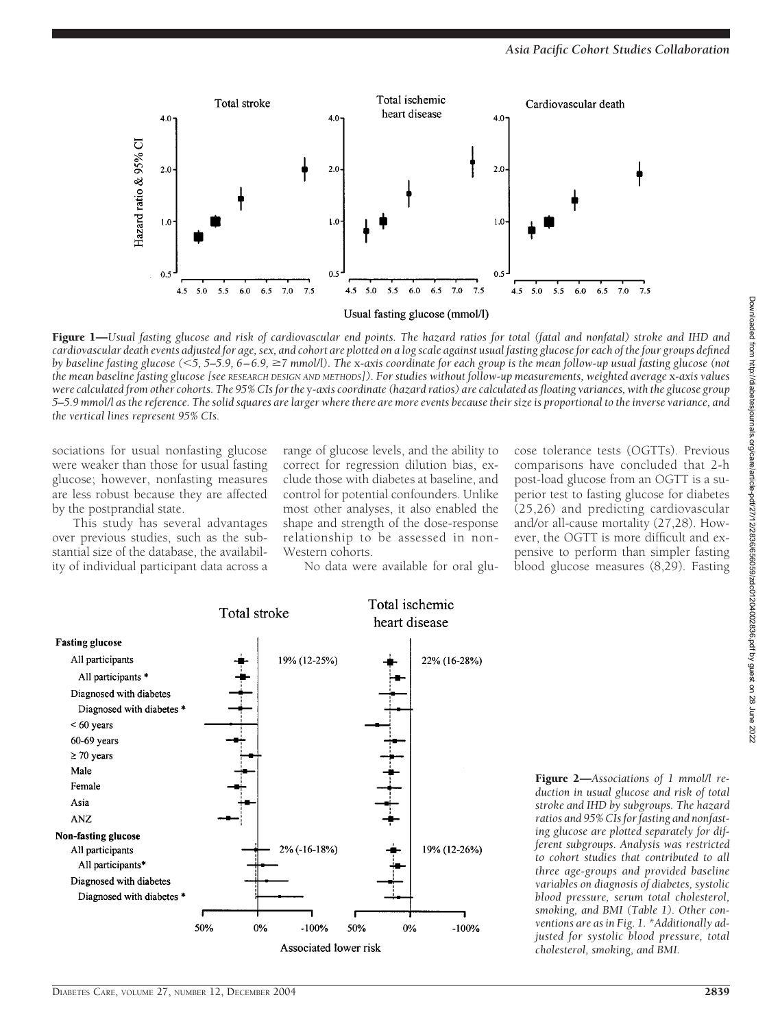**Figure 1**—*Usual fasting glucose and risk of cardiovascular end points. The hazard ratios for total (fatal and nonfatal) stroke and IHD and cardiovascular death events adjusted for age, sex, and cohort are plotted on a log scale against usual fasting glucose for each of the four groups defined by baseline fasting glucose (<5, 5–5.9, 6–6.9, ≥7 mmol/l). The x-axis coordinate for each group is the mean follow-up usual fasting glucose (not the mean baseline fasting glucose [see* RESEARCH DESIGN AND METHODS*]). For studies without follow-up measurements, weighted average x-axis values were calculated from other cohorts. The 95% CIs for the y-axis coordinate (hazard ratios) are calculated as floating variances, with the glucose group 5–5.9 mmol/l as the reference. The solid squares are larger where there are more events because their size is proportional to the inverse variance, and the vertical lines represent 95% CIs.*

sociations for usual nonfasting glucose were weaker than those for usual fasting glucose; however, nonfasting measures are less robust because they are affected by the postprandial state.

This study has several advantages over previous studies, such as the substantial size of the database, the availability of individual participant data across a range of glucose levels, and the ability to correct for regression dilution bias, exclude those with diabetes at baseline, and control for potential confounders. Unlike most other analyses, it also enabled the shape and strength of the dose-response relationship to be assessed in non-Western cohorts.

No data were available for oral glucose tolerance tests (OGTTs). Previous comparisons have concluded that 2-h post-load glucose from an OGTT is a superior test to fasting glucose for diabetes (25,26) and predicting cardiovascular and/or all-cause mortality (27,28). However, the OGTT is more difficult and expensive to perform than simpler fasting blood glucose measures (8,29). Fasting

**Figure 2**—*Associations of 1 mmol/l reduction in usual glucose and risk of total stroke and IHD by subgroups. The hazard ratios and 95% CIs for fasting and nonfasting glucose are plotted separately for different subgroups. Analysis was restricted to cohort studies that contributed to all three age-groups and provided baseline variables on diagnosis of diabetes, systolic blood pressure, serum total cholesterol, smoking, and BMI (Table 1). Other conventions are as in Fig. 1. \*Additionally adjusted for systolic blood pressure, total cholesterol, smoking, and BMI.*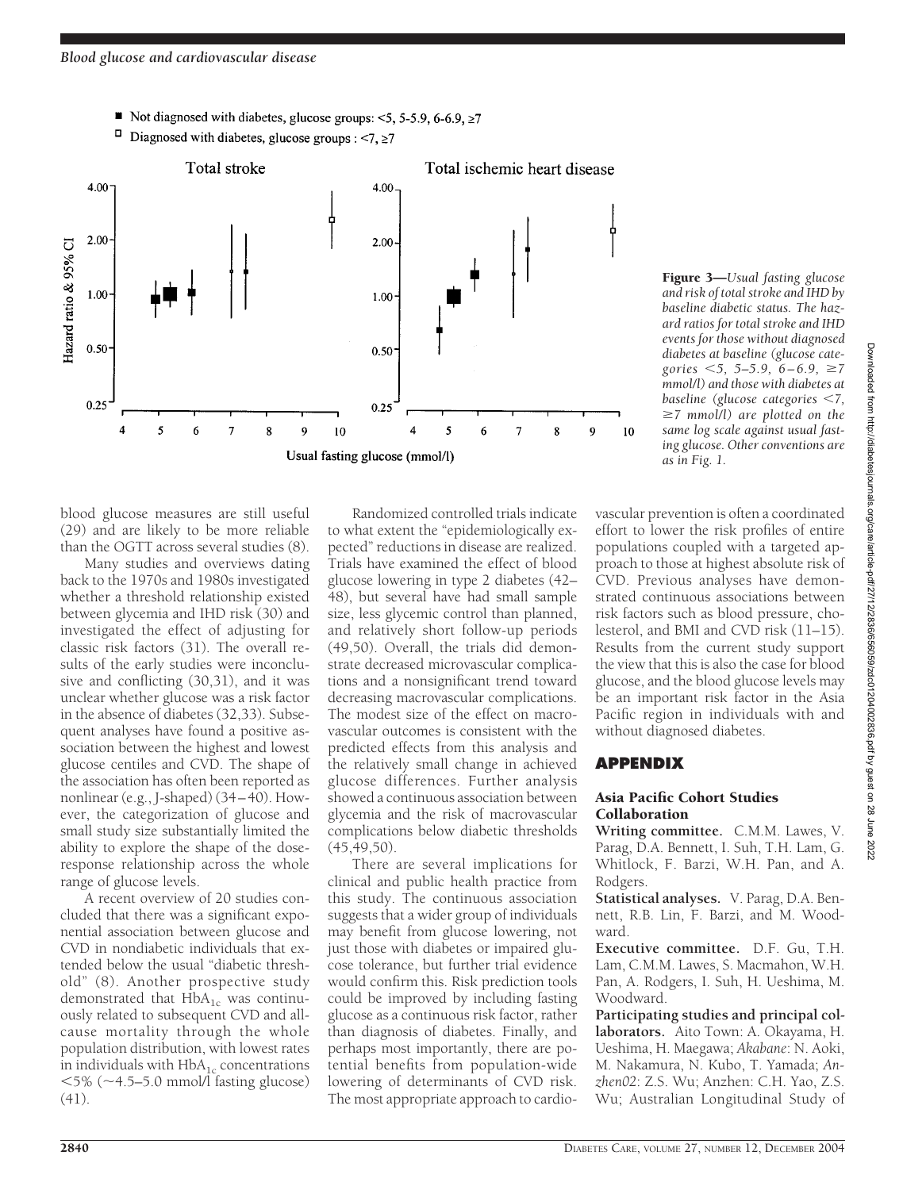■ Not diagnosed with diabetes, glucose groups: <5, 5-5.9, 6-6.9, ≥7

□ Diagnosed with diabetes, glucose groups : <7, ≥7

Total stroke

Total ischemic heart disease

Hazard ratio & 95% CI

4.00
2.00
1.00
0.50
0.25

4 5 6 7 8 9 10

Usual fasting glucose (mmol/l)

**Figure 3**—*Usual fasting glucose and risk of total stroke and IHD by baseline diabetic status. The hazard ratios for total stroke and IHD events for those without diagnosed diabetes at baseline (glucose categories <5, 5–5.9, 6–6.9, ≥7 mmol/l) and those with diabetes at baseline (glucose categories <7, ≥7 mmol/l) are plotted on the same log scale against usual fasting glucose. Other conventions are as in Fig. 1.*

blood glucose measures are still useful (29) and are likely to be more reliable than the OGTT across several studies (8).

Many studies and overviews dating back to the 1970s and 1980s investigated whether a threshold relationship existed between glycemia and IHD risk (30) and investigated the effect of adjusting for classic risk factors (31). The overall results of the early studies were inconclusive and conflicting (30,31), and it was unclear whether glucose was a risk factor in the absence of diabetes (32,33). Subsequent analyses have found a positive association between the highest and lowest glucose centiles and CVD. The shape of the association has often been reported as nonlinear (e.g., J-shaped) (34–40). However, the categorization of glucose and small study size substantially limited the ability to explore the shape of the dose-response relationship across the whole range of glucose levels.

A recent overview of 20 studies concluded that there was a significant exponential association between glucose and CVD in nondiabetic individuals that extended below the usual "diabetic threshold" (8). Another prospective study demonstrated that $HbA_{1c}$ was continuously related to subsequent CVD and all-cause mortality through the whole population distribution, with lowest rates in individuals with $HbA_{1c}$ concentrations <5% (~4.5–5.0 mmol/l fasting glucose) (41).

Randomized controlled trials indicate to what extent the "epidemiologically expected" reductions in disease are realized. Trials have examined the effect of blood glucose lowering in type 2 diabetes (42–48), but several have had small sample size, less glycemic control than planned, and relatively short follow-up periods (49,50). Overall, the trials did demonstrate decreased microvascular complications and a nonsignificant trend toward decreasing macrovascular complications. The modest size of the effect on macrovascular outcomes is consistent with the predicted effects from this analysis and the relatively small change in achieved glucose differences. Further analysis showed a continuous association between glycemia and the risk of macrovascular complications below diabetic thresholds (45,49,50).

There are several implications for clinical and public health practice from this study. The continuous association suggests that a wider group of individuals may benefit from glucose lowering, not just those with diabetes or impaired glucose tolerance, but further trial evidence would confirm this. Risk prediction tools could be improved by including fasting glucose as a continuous risk factor, rather than diagnosis of diabetes. Finally, and perhaps most importantly, there are potential benefits from population-wide lowering of determinants of CVD risk. The most appropriate approach to cardiovascular prevention is often a coordinated effort to lower the risk profiles of entire populations coupled with a targeted approach to those at highest absolute risk of CVD. Previous analyses have demonstrated continuous associations between risk factors such as blood pressure, cholesterol, and BMI and CVD risk (11–15). Results from the current study support the view that this is also the case for blood glucose, and the blood glucose levels may be an important risk factor in the Asia Pacific region in individuals with and without diagnosed diabetes.

## APPENDIX

### Asia Pacific Cohort Studies Collaboration

**Writing committee.** C.M.M. Lawes, V. Parag, D.A. Bennett, I. Suh, T.H. Lam, G. Whitlock, F. Barzi, W.H. Pan, and A. Rodgers.

**Statistical analyses.** V. Parag, D.A. Bennett, R.B. Lin, F. Barzi, and M. Woodward.

**Executive committee.** D.F. Gu, T.H. Lam, C.M.M. Lawes, S. Macmahon, W.H. Pan, A. Rodgers, I. Suh, H. Ueshima, M. Woodward.

**Participating studies and principal collaborators.** Aito Town: A. Okayama, H. Ueshima, H. Maegawa; *Akabane*: N. Aoki, M. Nakamura, N. Kubo, T. Yamada; *Anzhen02*: Z.S. Wu; Anzhen: C.H. Yao, Z.S. Wu; Australian Longitudinal Study of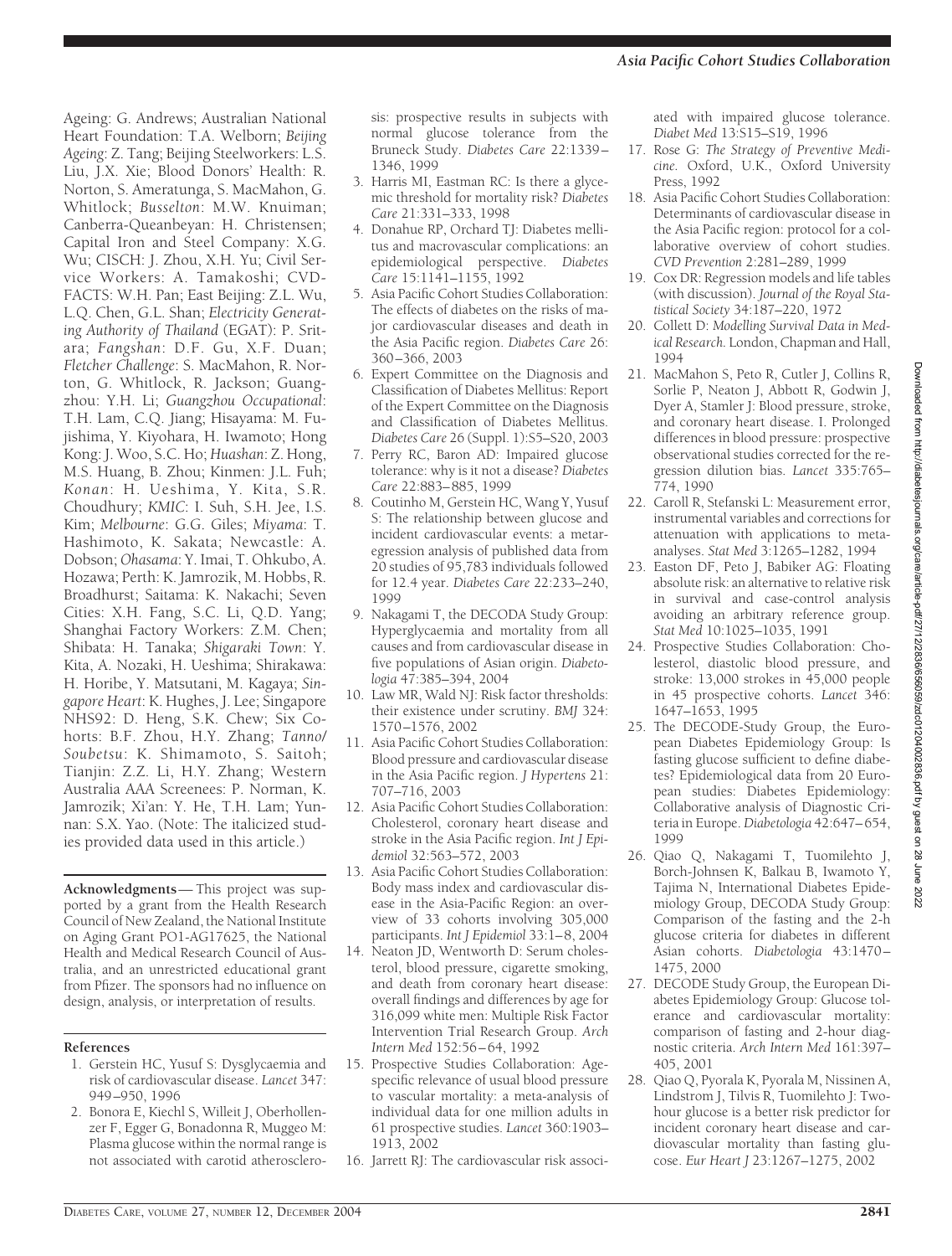Ageing: G. Andrews; Australian National Heart Foundation: T.A. Welborn; *Beijing Ageing*: Z. Tang; Beijing Steelworkers: L.S. Liu, J.X. Xie; Blood Donors' Health: R. Norton, S. Ameratunga, S. MacMahon, G. Whitlock; *Busselton*: M.W. Knuiman; Canberra-Queanbeyan: H. Christensen; Capital Iron and Steel Company: X.G. Wu; CISCH: J. Zhou, X.H. Yu; Civil Service Workers: A. Tamakoshi; CVD-FACTS: W.H. Pan; East Beijing: Z.L. Wu, L.Q. Chen, G.L. Shan; *Electricity Generating Authority of Thailand* (EGAT): P. Sritara; *Fangshan*: D.F. Gu, X.F. Duan; *Fletcher Challenge*: S. MacMahon, R. Norton, G. Whitlock, R. Jackson; Guangzhou: Y.H. Li; *Guangzhou Occupational*: T.H. Lam, C.Q. Jiang; Hisayama: M. Fujishima, Y. Kiyohara, H. Iwamoto; Hong Kong: J. Woo, S.C. Ho; *Huashan*: Z. Hong, M.S. Huang, B. Zhou; Kinmen: J.L. Fuh; *Konan*: H. Ueshima, Y. Kita, S.R. Choudhury; *KMIC*: I. Suh, S.H. Jee, I.S. Kim; *Melbourne*: G.G. Giles; *Miyama*: T. Hashimoto, K. Sakata; Newcastle: A. Dobson; *Ohasama*: Y. Imai, T. Ohkubo, A. Hozawa; Perth: K. Jamrozik, M. Hobbs, R. Broadhurst; Saitama: K. Nakachi; Seven Cities: X.H. Fang, S.C. Li, Q.D. Yang; Shanghai Factory Workers: Z.M. Chen; Shibata: H. Tanaka; *Shigaraki Town*: Y. Kita, A. Nozaki, H. Ueshima; Shirakawa: H. Horibe, Y. Matsutani, M. Kagaya; *Singapore Heart*: K. Hughes, J. Lee; Singapore NHS92: D. Heng, S.K. Chew; Six Cohorts: B.F. Zhou, H.Y. Zhang; *Tanno/Soubetsu*: K. Shimamoto, S. Saitoh; Tianjin: Z.Z. Li, H.Y. Zhang; Western Australia AAA Screenees: P. Norman, K. Jamrozik; Xi'an: Y. He, T.H. Lam; Yunnan: S.X. Yao. (Note: The italicized studies provided data used in this article.)

**Acknowledgments**— This project was supported by a grant from the Health Research Council of New Zealand, the National Institute on Aging Grant PO1-AG17625, the National Health and Medical Research Council of Australia, and an unrestricted educational grant from Pfizer. The sponsors had no influence on design, analysis, or interpretation of results.

## References

1. Gerstein HC, Yusuf S: Dysglycaemia and risk of cardiovascular disease. *Lancet* 347: 949–950, 1996
2. Bonora E, Kiechl S, Willeit J, Oberhollenzer F, Egger G, Bonadonna R, Muggeo M: Plasma glucose within the normal range is not associated with carotid atherosclerosis: prospective results in subjects with normal glucose tolerance from the Bruneck Study. *Diabetes Care* 22:1339–1346, 1999
3. Harris MI, Eastman RC: Is there a glycemic threshold for mortality risk? *Diabetes Care* 21:331–333, 1998
4. Donahue RP, Orchard TJ: Diabetes mellitus and macrovascular complications: an epidemiological perspective. *Diabetes Care* 15:1141–1155, 1992
5. Asia Pacific Cohort Studies Collaboration: The effects of diabetes on the risks of major cardiovascular diseases and death in the Asia Pacific region. *Diabetes Care* 26: 360–366, 2003
6. Expert Committee on the Diagnosis and Classification of Diabetes Mellitus: Report of the Expert Committee on the Diagnosis and Classification of Diabetes Mellitus. *Diabetes Care* 26 (Suppl. 1):S5–S20, 2003
7. Perry RC, Baron AD: Impaired glucose tolerance: why is it not a disease? *Diabetes Care* 22:883–885, 1999
8. Coutinho M, Gerstein HC, Wang Y, Yusuf S: The relationship between glucose and incident cardiovascular events: a metaregression analysis of published data from 20 studies of 95,783 individuals followed for 12.4 year. *Diabetes Care* 22:233–240, 1999
9. Nakagami T, the DECODA Study Group: Hyperglycaemia and mortality from all causes and from cardiovascular disease in five populations of Asian origin. *Diabetologia* 47:385–394, 2004
10. Law MR, Wald NJ: Risk factor thresholds: their existence under scrutiny. *BMJ* 324: 1570–1576, 2002
11. Asia Pacific Cohort Studies Collaboration: Blood pressure and cardiovascular disease in the Asia Pacific region. *J Hypertens* 21: 707–716, 2003
12. Asia Pacific Cohort Studies Collaboration: Cholesterol, coronary heart disease and stroke in the Asia Pacific region. *Int J Epidemiol* 32:563–572, 2003
13. Asia Pacific Cohort Studies Collaboration: Body mass index and cardiovascular disease in the Asia-Pacific Region: an overview of 33 cohorts involving 305,000 participants. *Int J Epidemiol* 33:1–8, 2004
14. Neaton JD, Wentworth D: Serum cholesterol, blood pressure, cigarette smoking, and death from coronary heart disease: overall findings and differences by age for 316,099 white men: Multiple Risk Factor Intervention Trial Research Group. *Arch Intern Med* 152:56–64, 1992
15. Prospective Studies Collaboration: Age-specific relevance of usual blood pressure to vascular mortality: a meta-analysis of individual data for one million adults in 61 prospective studies. *Lancet* 360:1903–1913, 2002
16. Jarrett RJ: The cardiovascular risk associated with impaired glucose tolerance. *Diabet Med* 13:S15–S19, 1996
17. Rose G: *The Strategy of Preventive Medicine.* Oxford, U.K., Oxford University Press, 1992
18. Asia Pacific Cohort Studies Collaboration: Determinants of cardiovascular disease in the Asia Pacific region: protocol for a collaborative overview of cohort studies. *CVD Prevention* 2:281–289, 1999
19. Cox DR: Regression models and life tables (with discussion). *Journal of the Royal Statistical Society* 34:187–220, 1972
20. Collett D: *Modelling Survival Data in Medical Research.* London, Chapman and Hall, 1994
21. MacMahon S, Peto R, Cutler J, Collins R, Sorlie P, Neaton J, Abbott R, Godwin J, Dyer A, Stamler J: Blood pressure, stroke, and coronary heart disease. I. Prolonged differences in blood pressure: prospective observational studies corrected for the regression dilution bias. *Lancet* 335:765–774, 1990
22. Caroll R, Stefanski L: Measurement error, instrumental variables and corrections for attenuation with applications to meta-analyses. *Stat Med* 3:1265–1282, 1994
23. Easton DF, Peto J, Babiker AG: Floating absolute risk: an alternative to relative risk in survival and case-control analysis avoiding an arbitrary reference group. *Stat Med* 10:1025–1035, 1991
24. Prospective Studies Collaboration: Cholesterol, diastolic blood pressure, and stroke: 13,000 strokes in 45,000 people in 45 prospective cohorts. *Lancet* 346: 1647–1653, 1995
25. The DECODE-Study Group, the European Diabetes Epidemiology Group: Is fasting glucose sufficient to define diabetes? Epidemiological data from 20 European studies: Diabetes Epidemiology: Collaborative analysis of Diagnostic Criteria in Europe. *Diabetologia* 42:647–654, 1999
26. Qiao Q, Nakagami T, Tuomilehto J, Borch-Johnsen K, Balkau B, Iwamoto Y, Tajima N, International Diabetes Epidemiology Group, DECODA Study Group: Comparison of the fasting and the 2-h glucose criteria for diabetes in different Asian cohorts. *Diabetologia* 43:1470–1475, 2000
27. DECODE Study Group, the European Diabetes Epidemiology Group: Glucose tolerance and cardiovascular mortality: comparison of fasting and 2-hour diagnostic criteria. *Arch Intern Med* 161:397–405, 2001
28. Qiao Q, Pyorala K, Pyorala M, Nissinen A, Lindstrom J, Tilvis R, Tuomilehto J: Two-hour glucose is a better risk predictor for incident coronary heart disease and cardiovascular mortality than fasting glucose. *Eur Heart J* 23:1267–1275, 2002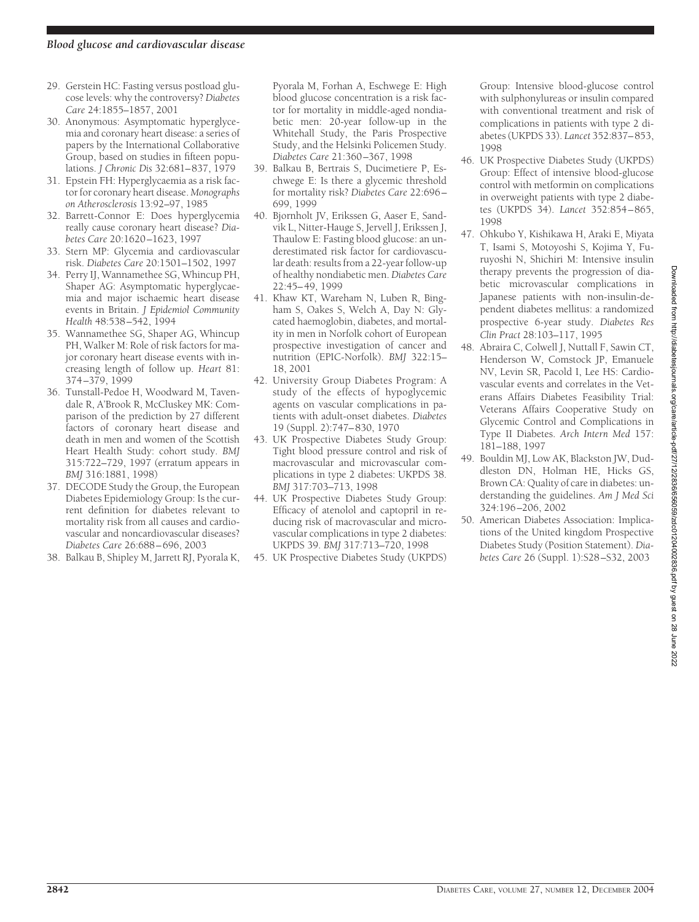29. Gerstein HC: Fasting versus postload glucose levels: why the controversy? *Diabetes Care* 24:1855–1857, 2001
30. Anonymous: Asymptomatic hyperglycemia and coronary heart disease: a series of papers by the International Collaborative Group, based on studies in fifteen populations. *J Chronic Dis* 32:681–837, 1979
31. Epstein FH: Hyperglycaemia as a risk factor for coronary heart disease. *Monographs on Atherosclerosis* 13:92–97, 1985
32. Barrett-Connor E: Does hyperglycemia really cause coronary heart disease? *Diabetes Care* 20:1620–1623, 1997
33. Stern MP: Glycemia and cardiovascular risk. *Diabetes Care* 20:1501–1502, 1997
34. Perry IJ, Wannamethee SG, Whincup PH, Shaper AG: Asymptomatic hyperglycaemia and major ischaemic heart disease events in Britain. *J Epidemiol Community Health* 48:538–542, 1994
35. Wannamethee SG, Shaper AG, Whincup PH, Walker M: Role of risk factors for major coronary heart disease events with increasing length of follow up. *Heart* 81:374–379, 1999
36. Tunstall-Pedoe H, Woodward M, Tavendale R, A'Brook R, McCluskey MK: Comparison of the prediction by 27 different factors of coronary heart disease and death in men and women of the Scottish Heart Health Study: cohort study. *BMJ* 315:722–729, 1997 (erratum appears in *BMJ* 316:1881, 1998)
37. DECODE Study the Group, the European Diabetes Epidemiology Group: Is the current definition for diabetes relevant to mortality risk from all causes and cardiovascular and noncardiovascular diseases? *Diabetes Care* 26:688–696, 2003
38. Balkau B, Shipley M, Jarrett RJ, Pyorala K, Pyorala M, Forhan A, Eschwege E: High blood glucose concentration is a risk factor for mortality in middle-aged nondiabetic men: 20-year follow-up in the Whitehall Study, the Paris Prospective Study, and the Helsinki Policemen Study. *Diabetes Care* 21:360–367, 1998
39. Balkau B, Bertrais S, Ducimetiere P, Eschwege E: Is there a glycemic threshold for mortality risk? *Diabetes Care* 22:696–699, 1999
40. Bjornholt JV, Erikssen G, Aaser E, Sandvik L, Nitter-Hauge S, Jervell J, Erikssen J, Thaulow E: Fasting blood glucose: an underestimated risk factor for cardiovascular death: results from a 22-year follow-up of healthy nondiabetic men. *Diabetes Care* 22:45–49, 1999
41. Khaw KT, Wareham N, Luben R, Bingham S, Oakes S, Welch A, Day N: Glycated haemoglobin, diabetes, and mortality in men in Norfolk cohort of European prospective investigation of cancer and nutrition (EPIC-Norfolk). *BMJ* 322:15–18, 2001
42. University Group Diabetes Program: A study of the effects of hypoglycemic agents on vascular complications in patients with adult-onset diabetes. *Diabetes* 19 (Suppl. 2):747–830, 1970
43. UK Prospective Diabetes Study Group: Tight blood pressure control and risk of macrovascular and microvascular complications in type 2 diabetes: UKPDS 38. *BMJ* 317:703–713, 1998
44. UK Prospective Diabetes Study Group: Efficacy of atenolol and captopril in reducing risk of macrovascular and microvascular complications in type 2 diabetes: UKPDS 39. *BMJ* 317:713–720, 1998
45. UK Prospective Diabetes Study (UKPDS) Group: Intensive blood-glucose control with sulphonylureas or insulin compared with conventional treatment and risk of complications in patients with type 2 diabetes (UKPDS 33). *Lancet* 352:837–853, 1998
46. UK Prospective Diabetes Study (UKPDS) Group: Effect of intensive blood-glucose control with metformin on complications in overweight patients with type 2 diabetes (UKPDS 34). *Lancet* 352:854–865, 1998
47. Ohkubo Y, Kishikawa H, Araki E, Miyata T, Isami S, Motoyoshi S, Kojima Y, Furuyoshi N, Shichiri M: Intensive insulin therapy prevents the progression of diabetic microvascular complications in Japanese patients with non-insulin-dependent diabetes mellitus: a randomized prospective 6-year study. *Diabetes Res Clin Pract* 28:103–117, 1995
48. Abraira C, Colwell J, Nuttall F, Sawin CT, Henderson W, Comstock JP, Emanuele NV, Levin SR, Pacold I, Lee HS: Cardiovascular events and correlates in the Veterans Affairs Diabetes Feasibility Trial: Veterans Affairs Cooperative Study on Glycemic Control and Complications in Type II Diabetes. *Arch Intern Med* 157:181–188, 1997
49. Bouldin MJ, Low AK, Blackston JW, Duddleston DN, Holman HE, Hicks GS, Brown CA: Quality of care in diabetes: understanding the guidelines. *Am J Med Sci* 324:196–206, 2002
50. American Diabetes Association: Implications of the United kingdom Prospective Diabetes Study (Position Statement). *Diabetes Care* 26 (Suppl. 1):S28–S32, 2003